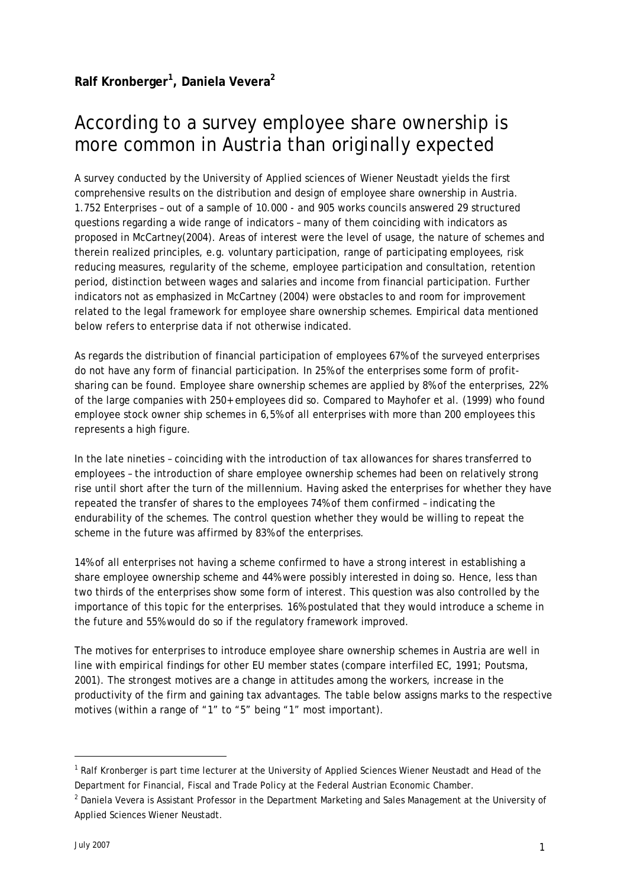**Ralf Kronberger[1], Daniela Vevera[2]**

# According to a survey employee share ownership is more common in Austria than originally expected

A survey conducted by the University of Applied sciences of Wiener Neustadt yields the first comprehensive results on the distribution and design of employee share ownership in Austria. 1.752 Enterprises – out of a sample of 10.000 - and 905 works councils answered 29 structured questions regarding a wide range of indicators – many of them coinciding with indicators as proposed in McCartney(2004). Areas of interest were the level of usage, the nature of schemes and therein realized principles, e.g. voluntary participation, range of participating employees, risk reducing measures, regularity of the scheme, employee participation and consultation, retention period, distinction between wages and salaries and income from financial participation. Further indicators not as emphasized in McCartney (2004) were obstacles to and room for improvement related to the legal framework for employee share ownership schemes. Empirical data mentioned below refers to enterprise data if not otherwise indicated.

As regards the distribution of financial participation of employees 67% of the surveyed enterprises do not have any form of financial participation. In 25% of the enterprises some form of profit-sharing can be found. Employee share ownership schemes are applied by 8% of the enterprises, 22% of the large companies with 250+ employees did so. Compared to Mayhofer et al. (1999) who found employee stock owner ship schemes in 6,5% of all enterprises with more than 200 employees this represents a high figure.

In the late nineties – coinciding with the introduction of tax allowances for shares transferred to employees – the introduction of share employee ownership schemes had been on relatively strong rise until short after the turn of the millennium. Having asked the enterprises for whether they have repeated the transfer of shares to the employees 74% of them confirmed – indicating the endurability of the schemes. The control question whether they would be willing to repeat the scheme in the future was affirmed by 83% of the enterprises.

14% of all enterprises not having a scheme confirmed to have a strong interest in establishing a share employee ownership scheme and 44% were possibly interested in doing so. Hence, less than two thirds of the enterprises show some form of interest. This question was also controlled by the importance of this topic for the enterprises. 16% postulated that they would introduce a scheme in the future and 55% would do so if the regulatory framework improved.

The motives for enterprises to introduce employee share ownership schemes in Austria are well in line with empirical findings for other EU member states (compare interfiled EC, 1991; Poutsma, 2001). The strongest motives are a change in attitudes among the workers, increase in the productivity of the firm and gaining tax advantages. The table below assigns marks to the respective motives (within a range of "1" to "5" being "1" most important).

---

[1] Ralf Kronberger is part time lecturer at the University of Applied Sciences Wiener Neustadt and Head of the Department for Financial, Fiscal and Trade Policy at the Federal Austrian Economic Chamber.

[2] Daniela Vevera is Assistant Professor in the Department Marketing and Sales Management at the University of Applied Sciences Wiener Neustadt.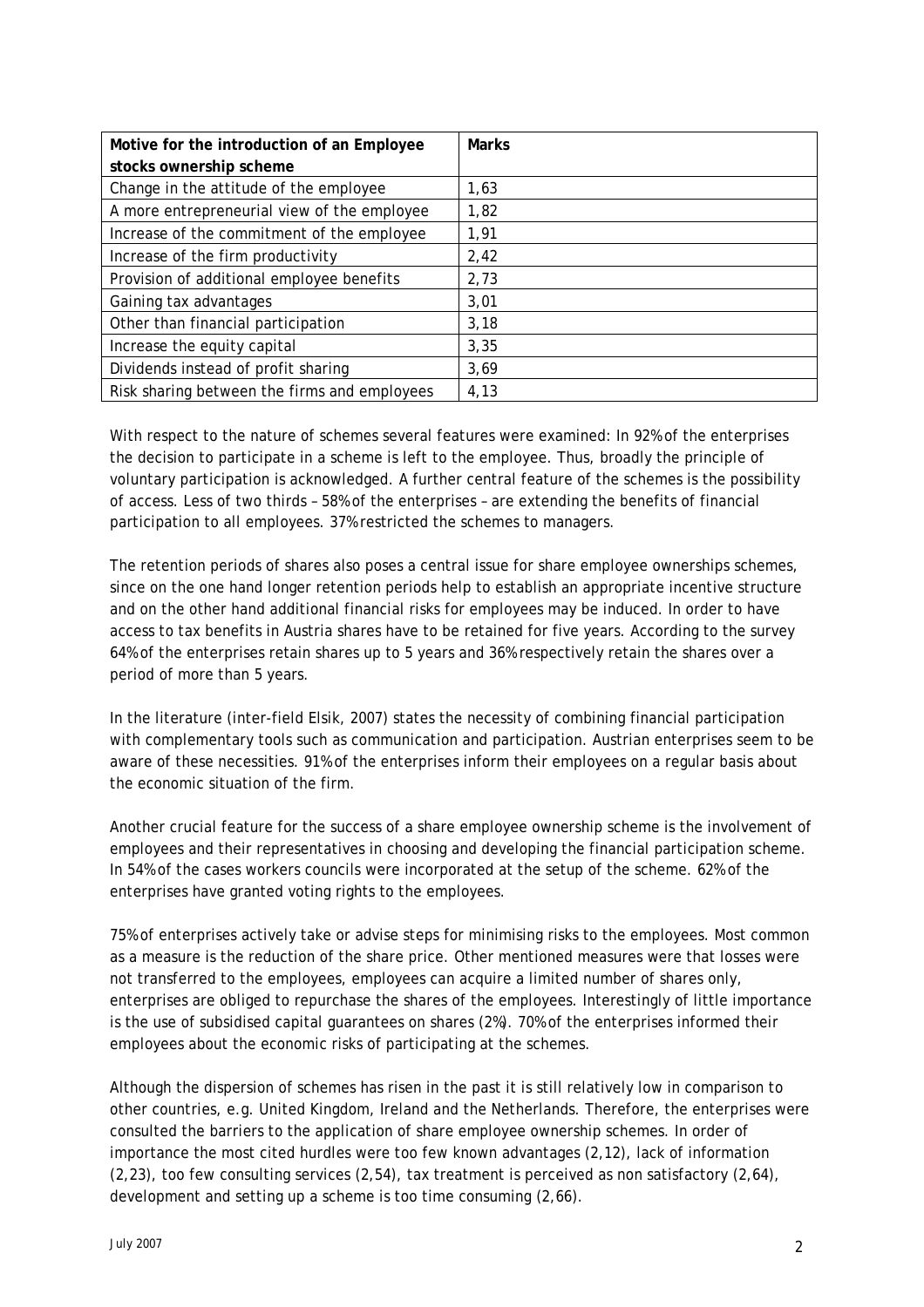| Motive for the introduction of an Employee stocks ownership scheme | Marks |
|---|---|
| Change in the attitude of the employee | 1,63 |
| A more entrepreneurial view of the employee | 1,82 |
| Increase of the commitment of the employee | 1,91 |
| Increase of the firm productivity | 2,42 |
| Provision of additional employee benefits | 2,73 |
| Gaining tax advantages | 3,01 |
| Other than financial participation | 3,18 |
| Increase the equity capital | 3,35 |
| Dividends instead of profit sharing | 3,69 |
| Risk sharing between the firms and employees | 4,13 |

With respect to the nature of schemes several features were examined: In 92% of the enterprises the decision to participate in a scheme is left to the employee. Thus, broadly the principle of voluntary participation is acknowledged. A further central feature of the schemes is the possibility of access. Less of two thirds – 58% of the enterprises – are extending the benefits of financial participation to all employees. 37% restricted the schemes to managers.

The retention periods of shares also poses a central issue for share employee ownerships schemes, since on the one hand longer retention periods help to establish an appropriate incentive structure and on the other hand additional financial risks for employees may be induced. In order to have access to tax benefits in Austria shares have to be retained for five years. According to the survey 64% of the enterprises retain shares up to 5 years and 36% respectively retain the shares over a period of more than 5 years.

In the literature (inter-field Elsik, 2007) states the necessity of combining financial participation with complementary tools such as communication and participation. Austrian enterprises seem to be aware of these necessities. 91% of the enterprises inform their employees on a regular basis about the economic situation of the firm.

Another crucial feature for the success of a share employee ownership scheme is the involvement of employees and their representatives in choosing and developing the financial participation scheme. In 54% of the cases workers councils were incorporated at the setup of the scheme. 62% of the enterprises have granted voting rights to the employees.

75% of enterprises actively take or advise steps for minimising risks to the employees. Most common as a measure is the reduction of the share price. Other mentioned measures were that losses were not transferred to the employees, employees can acquire a limited number of shares only, enterprises are obliged to repurchase the shares of the employees. Interestingly of little importance is the use of subsidised capital guarantees on shares (2%). 70% of the enterprises informed their employees about the economic risks of participating at the schemes.

Although the dispersion of schemes has risen in the past it is still relatively low in comparison to other countries, e.g. United Kingdom, Ireland and the Netherlands. Therefore, the enterprises were consulted the barriers to the application of share employee ownership schemes. In order of importance the most cited hurdles were too few known advantages (2,12), lack of information (2,23), too few consulting services (2,54), tax treatment is perceived as non satisfactory (2,64), development and setting up a scheme is too time consuming (2,66).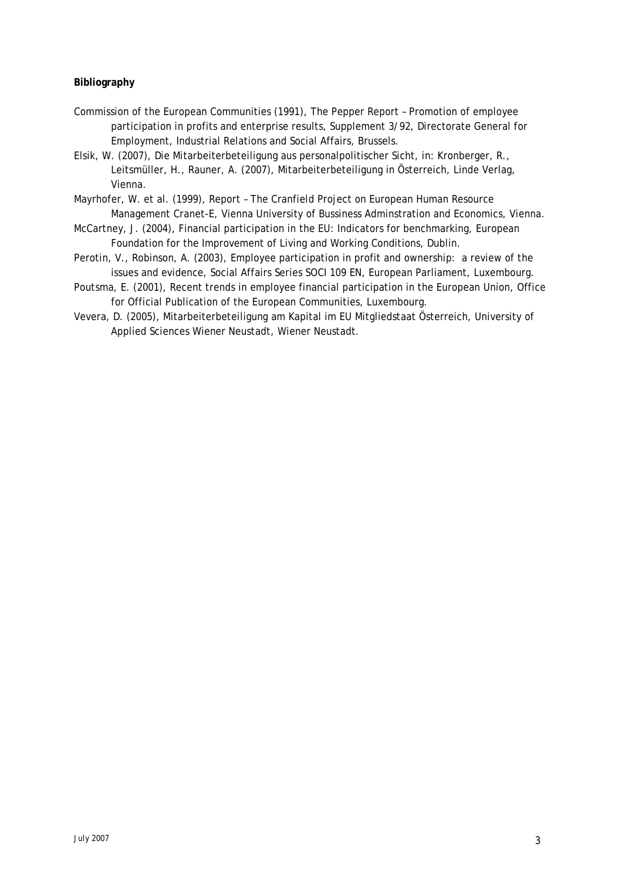**Bibliography**

Commission of the European Communities (1991), The Pepper Report – Promotion of employee participation in profits and enterprise results, Supplement 3/92, Directorate General for Employment, Industrial Relations and Social Affairs, Brussels.

Elsik, W. (2007), Die Mitarbeiterbeteiligung aus personalpolitischer Sicht, in: Kronberger, R., Leitsmüller, H., Rauner, A. (2007), Mitarbeiterbeteiligung in Österreich, Linde Verlag, Vienna.

Mayrhofer, W. et al. (1999), Report – The Cranfield Project on European Human Resource Management Cranet-E, Vienna University of Bussiness Adminstration and Economics, Vienna.

McCartney, J. (2004), Financial participation in the EU: Indicators for benchmarking, European Foundation for the Improvement of Living and Working Conditions, Dublin.

Perotin, V., Robinson, A. (2003), Employee participation in profit and ownership: a review of the issues and evidence, Social Affairs Series SOCI 109 EN, European Parliament, Luxembourg.

Poutsma, E. (2001), Recent trends in employee financial participation in the European Union, Office for Official Publication of the European Communities, Luxembourg.

Vevera, D. (2005), Mitarbeiterbeteiligung am Kapital im EU Mitgliedstaat Österreich, University of Applied Sciences Wiener Neustadt, Wiener Neustadt.